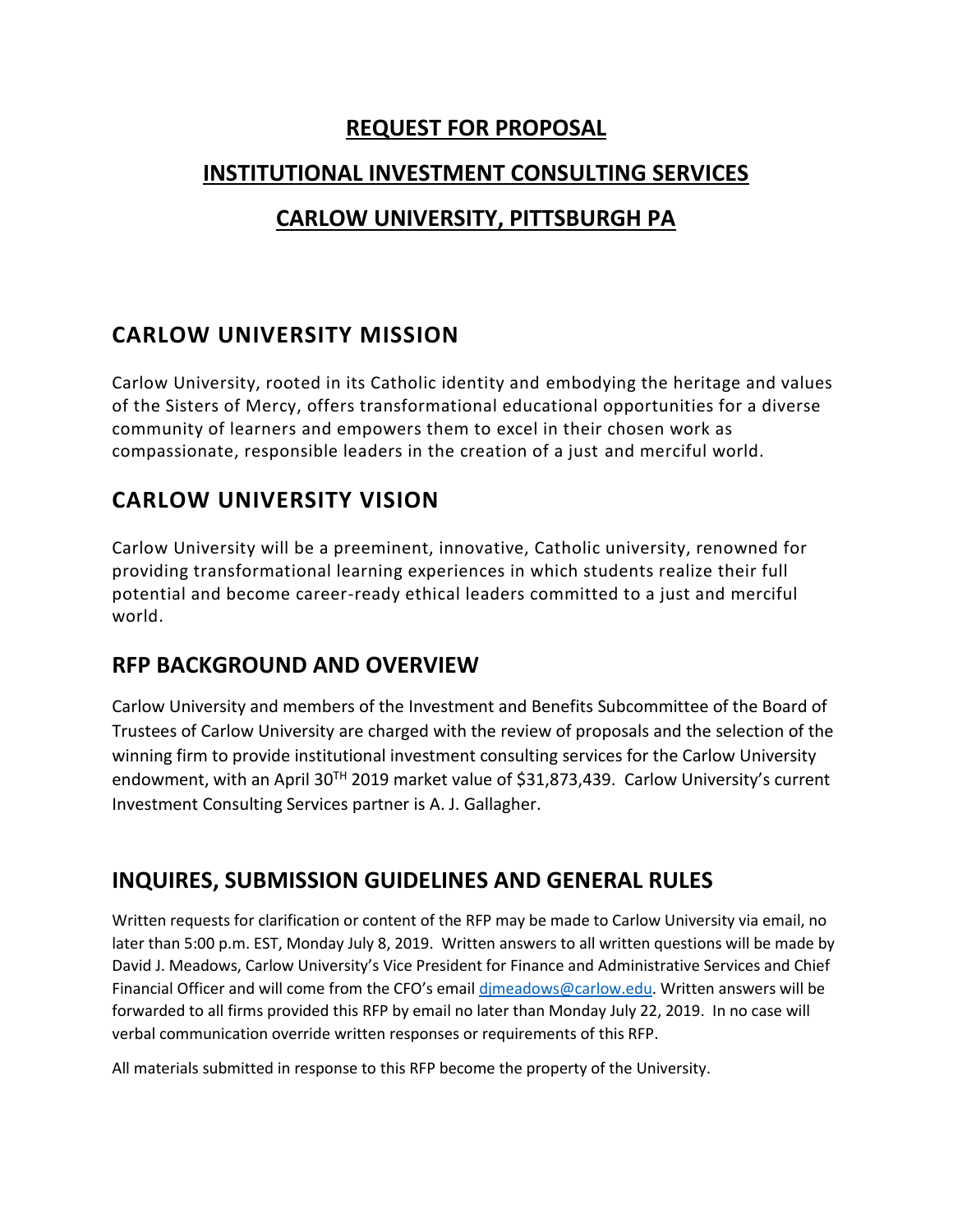# REQUEST FOR PROPOSAL

# INSTITUTIONAL INVESTMENT CONSULTING SERVICES

# CARLOW UNIVERSITY, PITTSBURGH PA

## CARLOW UNIVERSITY MISSION

Carlow University, rooted in its Catholic identity and embodying the heritage and values of the Sisters of Mercy, offers transformational educational opportunities for a diverse community of learners and empowers them to excel in their chosen work as compassionate, responsible leaders in the creation of a just and merciful world.

## CARLOW UNIVERSITY VISION

Carlow University will be a preeminent, innovative, Catholic university, renowned for providing transformational learning experiences in which students realize their full potential and become career-ready ethical leaders committed to a just and merciful world.

## RFP BACKGROUND AND OVERVIEW

Carlow University and members of the Investment and Benefits Subcommittee of the Board of Trustees of Carlow University are charged with the review of proposals and the selection of the winning firm to provide institutional investment consulting services for the Carlow University endowment, with an April 30TH 2019 market value of $31,873,439. Carlow University's current Investment Consulting Services partner is A. J. Gallagher.

## INQUIRES, SUBMISSION GUIDELINES AND GENERAL RULES

Written requests for clarification or content of the RFP may be made to Carlow University via email, no later than 5:00 p.m. EST, Monday July 8, 2019. Written answers to all written questions will be made by David J. Meadows, Carlow University's Vice President for Finance and Administrative Services and Chief Financial Officer and will come from the CFO's email djmeadows@carlow.edu. Written answers will be forwarded to all firms provided this RFP by email no later than Monday July 22, 2019. In no case will verbal communication override written responses or requirements of this RFP.

All materials submitted in response to this RFP become the property of the University.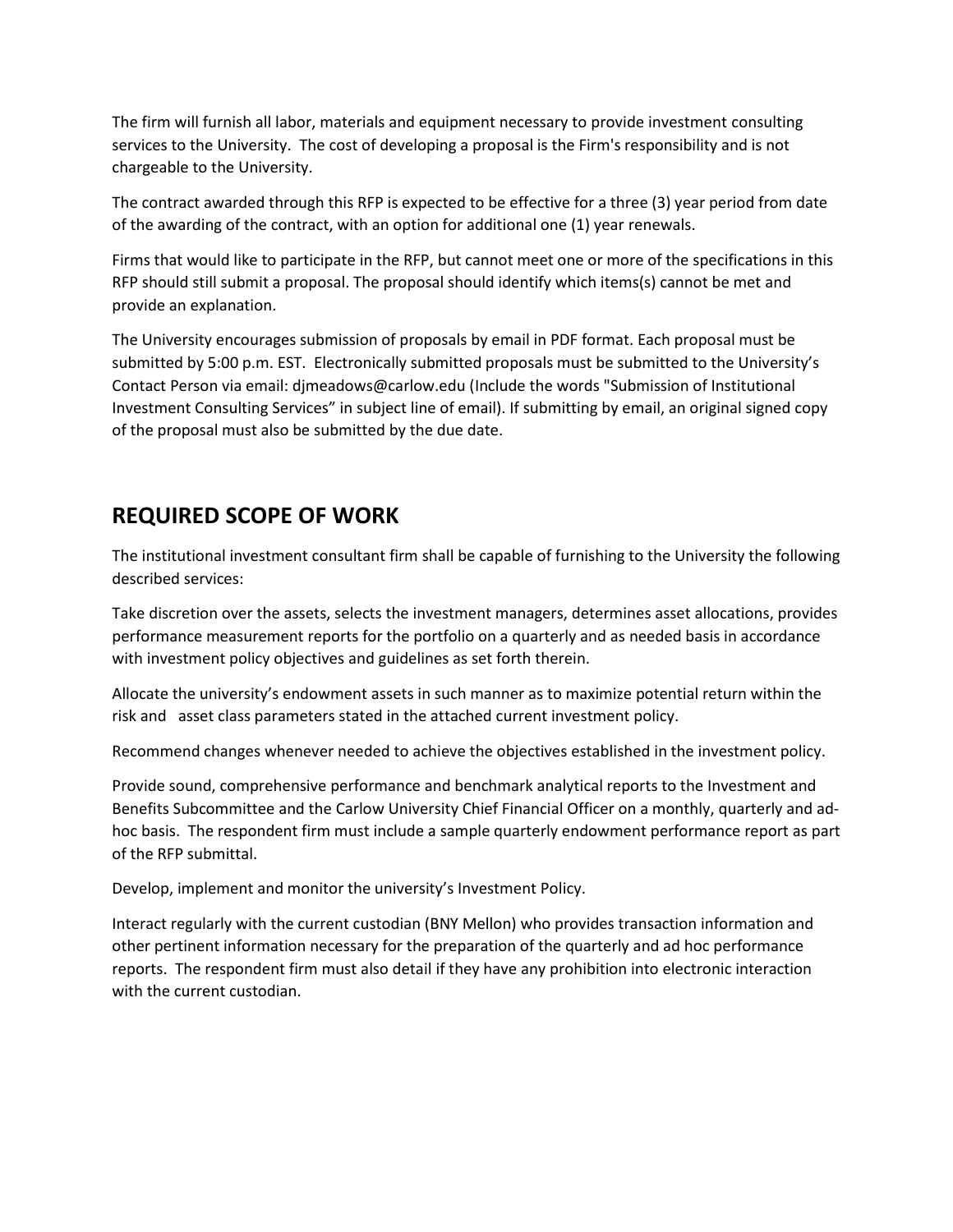The firm will furnish all labor, materials and equipment necessary to provide investment consulting services to the University. The cost of developing a proposal is the Firm's responsibility and is not chargeable to the University.

The contract awarded through this RFP is expected to be effective for a three (3) year period from date of the awarding of the contract, with an option for additional one (1) year renewals.

Firms that would like to participate in the RFP, but cannot meet one or more of the specifications in this RFP should still submit a proposal. The proposal should identify which items(s) cannot be met and provide an explanation.

The University encourages submission of proposals by email in PDF format. Each proposal must be submitted by 5:00 p.m. EST. Electronically submitted proposals must be submitted to the University's Contact Person via email: djmeadows@carlow.edu (Include the words "Submission of Institutional Investment Consulting Services" in subject line of email). If submitting by email, an original signed copy of the proposal must also be submitted by the due date.

## REQUIRED SCOPE OF WORK

The institutional investment consultant firm shall be capable of furnishing to the University the following described services:

Take discretion over the assets, selects the investment managers, determines asset allocations, provides performance measurement reports for the portfolio on a quarterly and as needed basis in accordance with investment policy objectives and guidelines as set forth therein.

Allocate the university's endowment assets in such manner as to maximize potential return within the risk and asset class parameters stated in the attached current investment policy.

Recommend changes whenever needed to achieve the objectives established in the investment policy.

Provide sound, comprehensive performance and benchmark analytical reports to the Investment and Benefits Subcommittee and the Carlow University Chief Financial Officer on a monthly, quarterly and ad-hoc basis. The respondent firm must include a sample quarterly endowment performance report as part of the RFP submittal.

Develop, implement and monitor the university's Investment Policy.

Interact regularly with the current custodian (BNY Mellon) who provides transaction information and other pertinent information necessary for the preparation of the quarterly and ad hoc performance reports. The respondent firm must also detail if they have any prohibition into electronic interaction with the current custodian.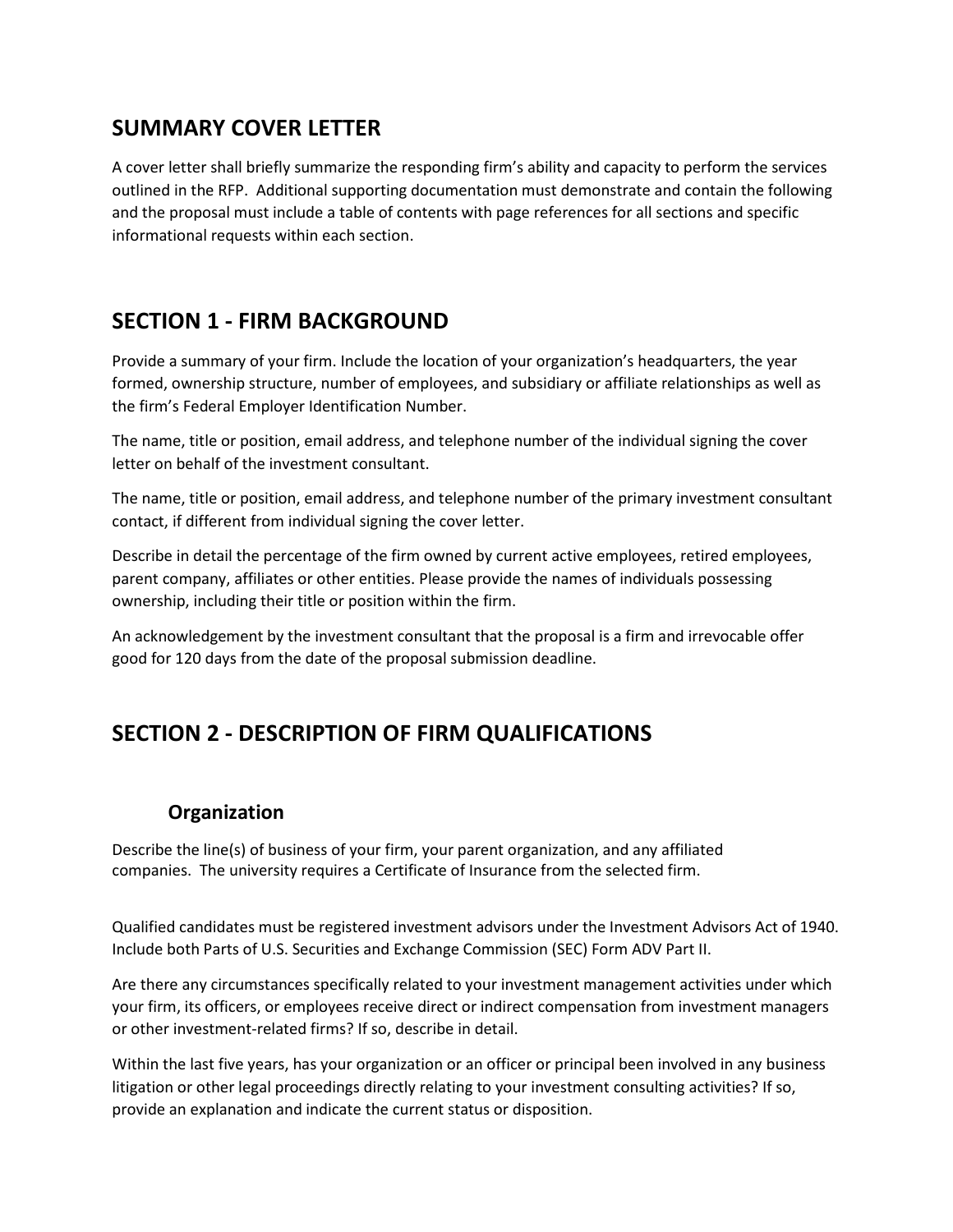## SUMMARY COVER LETTER

A cover letter shall briefly summarize the responding firm's ability and capacity to perform the services outlined in the RFP. Additional supporting documentation must demonstrate and contain the following and the proposal must include a table of contents with page references for all sections and specific informational requests within each section.

## SECTION 1 - FIRM BACKGROUND

Provide a summary of your firm. Include the location of your organization's headquarters, the year formed, ownership structure, number of employees, and subsidiary or affiliate relationships as well as the firm's Federal Employer Identification Number.

The name, title or position, email address, and telephone number of the individual signing the cover letter on behalf of the investment consultant.

The name, title or position, email address, and telephone number of the primary investment consultant contact, if different from individual signing the cover letter.

Describe in detail the percentage of the firm owned by current active employees, retired employees, parent company, affiliates or other entities. Please provide the names of individuals possessing ownership, including their title or position within the firm.

An acknowledgement by the investment consultant that the proposal is a firm and irrevocable offer good for 120 days from the date of the proposal submission deadline.

## SECTION 2 - DESCRIPTION OF FIRM QUALIFICATIONS

### Organization

Describe the line(s) of business of your firm, your parent organization, and any affiliated companies. The university requires a Certificate of Insurance from the selected firm.

Qualified candidates must be registered investment advisors under the Investment Advisors Act of 1940. Include both Parts of U.S. Securities and Exchange Commission (SEC) Form ADV Part II.

Are there any circumstances specifically related to your investment management activities under which your firm, its officers, or employees receive direct or indirect compensation from investment managers or other investment-related firms? If so, describe in detail.

Within the last five years, has your organization or an officer or principal been involved in any business litigation or other legal proceedings directly relating to your investment consulting activities? If so, provide an explanation and indicate the current status or disposition.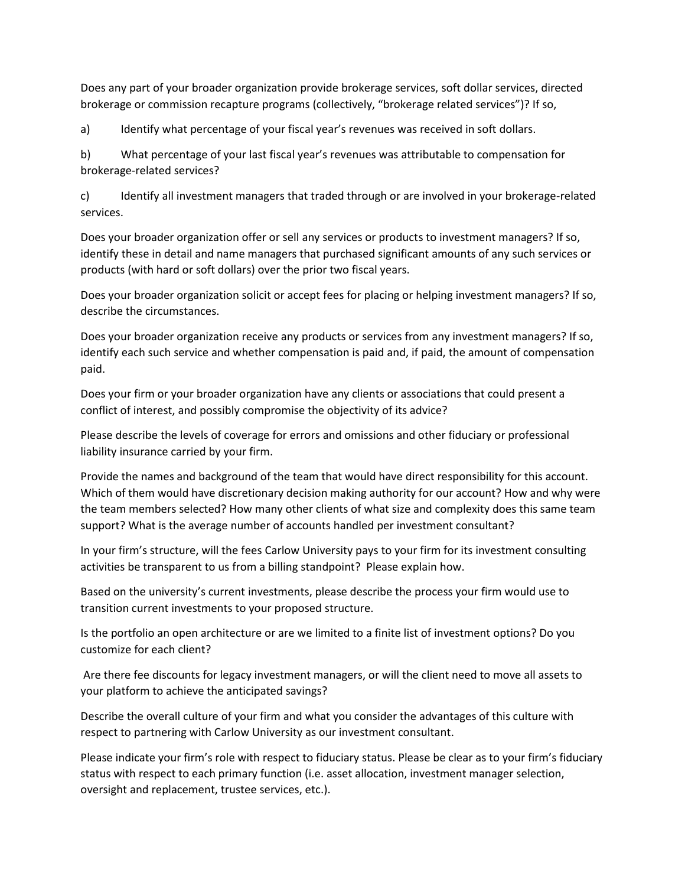Does any part of your broader organization provide brokerage services, soft dollar services, directed brokerage or commission recapture programs (collectively, "brokerage related services")? If so,

a) Identify what percentage of your fiscal year's revenues was received in soft dollars.

b) What percentage of your last fiscal year's revenues was attributable to compensation for brokerage-related services?

c) Identify all investment managers that traded through or are involved in your brokerage-related services.

Does your broader organization offer or sell any services or products to investment managers? If so, identify these in detail and name managers that purchased significant amounts of any such services or products (with hard or soft dollars) over the prior two fiscal years.

Does your broader organization solicit or accept fees for placing or helping investment managers? If so, describe the circumstances.

Does your broader organization receive any products or services from any investment managers? If so, identify each such service and whether compensation is paid and, if paid, the amount of compensation paid.

Does your firm or your broader organization have any clients or associations that could present a conflict of interest, and possibly compromise the objectivity of its advice?

Please describe the levels of coverage for errors and omissions and other fiduciary or professional liability insurance carried by your firm.

Provide the names and background of the team that would have direct responsibility for this account. Which of them would have discretionary decision making authority for our account? How and why were the team members selected? How many other clients of what size and complexity does this same team support? What is the average number of accounts handled per investment consultant?

In your firm's structure, will the fees Carlow University pays to your firm for its investment consulting activities be transparent to us from a billing standpoint? Please explain how.

Based on the university's current investments, please describe the process your firm would use to transition current investments to your proposed structure.

Is the portfolio an open architecture or are we limited to a finite list of investment options? Do you customize for each client?

Are there fee discounts for legacy investment managers, or will the client need to move all assets to your platform to achieve the anticipated savings?

Describe the overall culture of your firm and what you consider the advantages of this culture with respect to partnering with Carlow University as our investment consultant.

Please indicate your firm's role with respect to fiduciary status. Please be clear as to your firm's fiduciary status with respect to each primary function (i.e. asset allocation, investment manager selection, oversight and replacement, trustee services, etc.).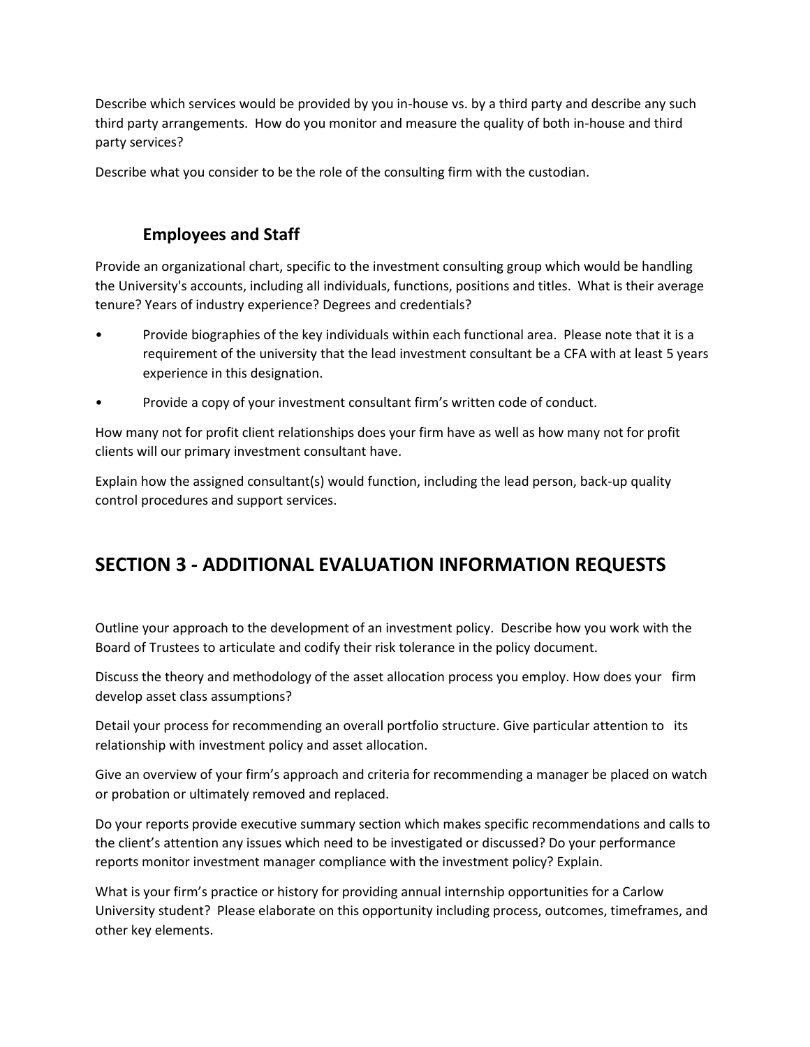Describe which services would be provided by you in-house vs. by a third party and describe any such third party arrangements. How do you monitor and measure the quality of both in-house and third party services?

Describe what you consider to be the role of the consulting firm with the custodian.

### Employees and Staff

Provide an organizational chart, specific to the investment consulting group which would be handling the University's accounts, including all individuals, functions, positions and titles. What is their average tenure? Years of industry experience? Degrees and credentials?

- Provide biographies of the key individuals within each functional area. Please note that it is a requirement of the university that the lead investment consultant be a CFA with at least 5 years experience in this designation.
- Provide a copy of your investment consultant firm's written code of conduct.

How many not for profit client relationships does your firm have as well as how many not for profit clients will our primary investment consultant have.

Explain how the assigned consultant(s) would function, including the lead person, back-up quality control procedures and support services.

## SECTION 3 - ADDITIONAL EVALUATION INFORMATION REQUESTS

Outline your approach to the development of an investment policy. Describe how you work with the Board of Trustees to articulate and codify their risk tolerance in the policy document.

Discuss the theory and methodology of the asset allocation process you employ. How does your firm develop asset class assumptions?

Detail your process for recommending an overall portfolio structure. Give particular attention to its relationship with investment policy and asset allocation.

Give an overview of your firm's approach and criteria for recommending a manager be placed on watch or probation or ultimately removed and replaced.

Do your reports provide executive summary section which makes specific recommendations and calls to the client's attention any issues which need to be investigated or discussed? Do your performance reports monitor investment manager compliance with the investment policy? Explain.

What is your firm's practice or history for providing annual internship opportunities for a Carlow University student? Please elaborate on this opportunity including process, outcomes, timeframes, and other key elements.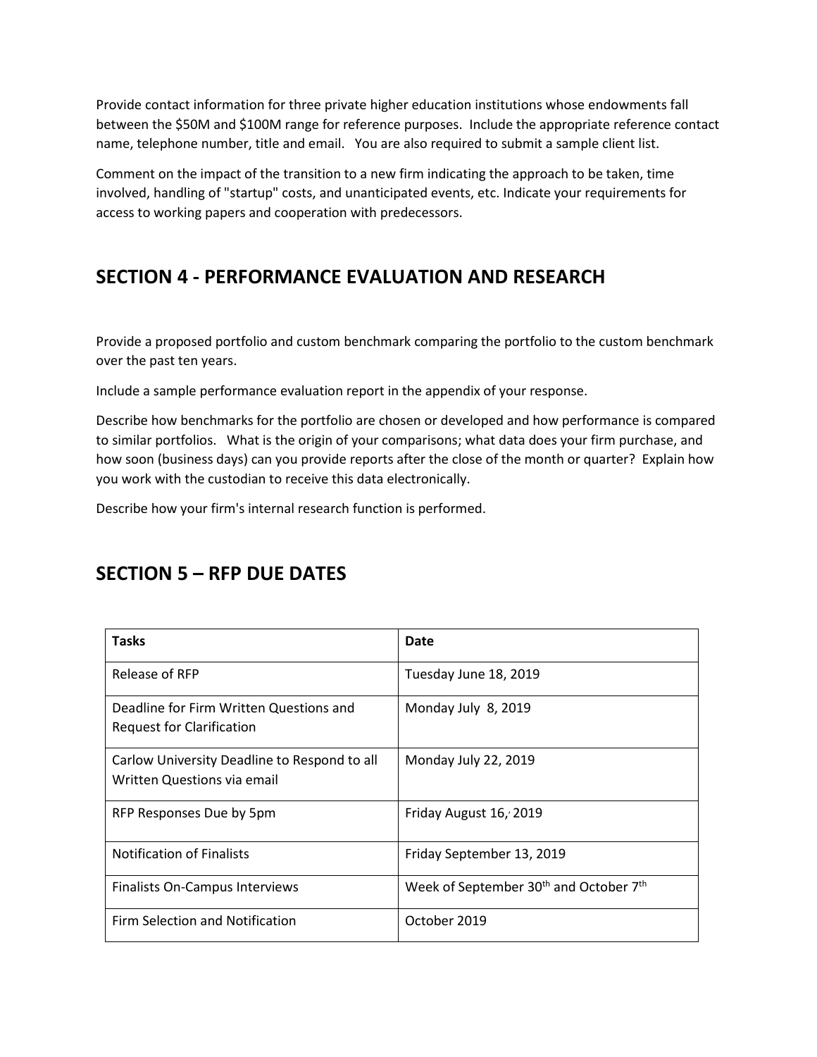Provide contact information for three private higher education institutions whose endowments fall between the $50M and $100M range for reference purposes. Include the appropriate reference contact name, telephone number, title and email. You are also required to submit a sample client list.

Comment on the impact of the transition to a new firm indicating the approach to be taken, time involved, handling of "startup" costs, and unanticipated events, etc. Indicate your requirements for access to working papers and cooperation with predecessors.

## SECTION 4 - PERFORMANCE EVALUATION AND RESEARCH

Provide a proposed portfolio and custom benchmark comparing the portfolio to the custom benchmark over the past ten years.

Include a sample performance evaluation report in the appendix of your response.

Describe how benchmarks for the portfolio are chosen or developed and how performance is compared to similar portfolios. What is the origin of your comparisons; what data does your firm purchase, and how soon (business days) can you provide reports after the close of the month or quarter? Explain how you work with the custodian to receive this data electronically.

Describe how your firm's internal research function is performed.

## SECTION 5 – RFP DUE DATES

| Tasks | Date |
| --- | --- |
| Release of RFP | Tuesday June 18, 2019 |
| Deadline for Firm Written Questions and Request for Clarification | Monday July 8, 2019 |
| Carlow University Deadline to Respond to all Written Questions via email | Monday July 22, 2019 |
| RFP Responses Due by 5pm | Friday August 16, 2019 |
| Notification of Finalists | Friday September 13, 2019 |
| Finalists On-Campus Interviews | Week of September 30th and October 7th |
| Firm Selection and Notification | October 2019 |